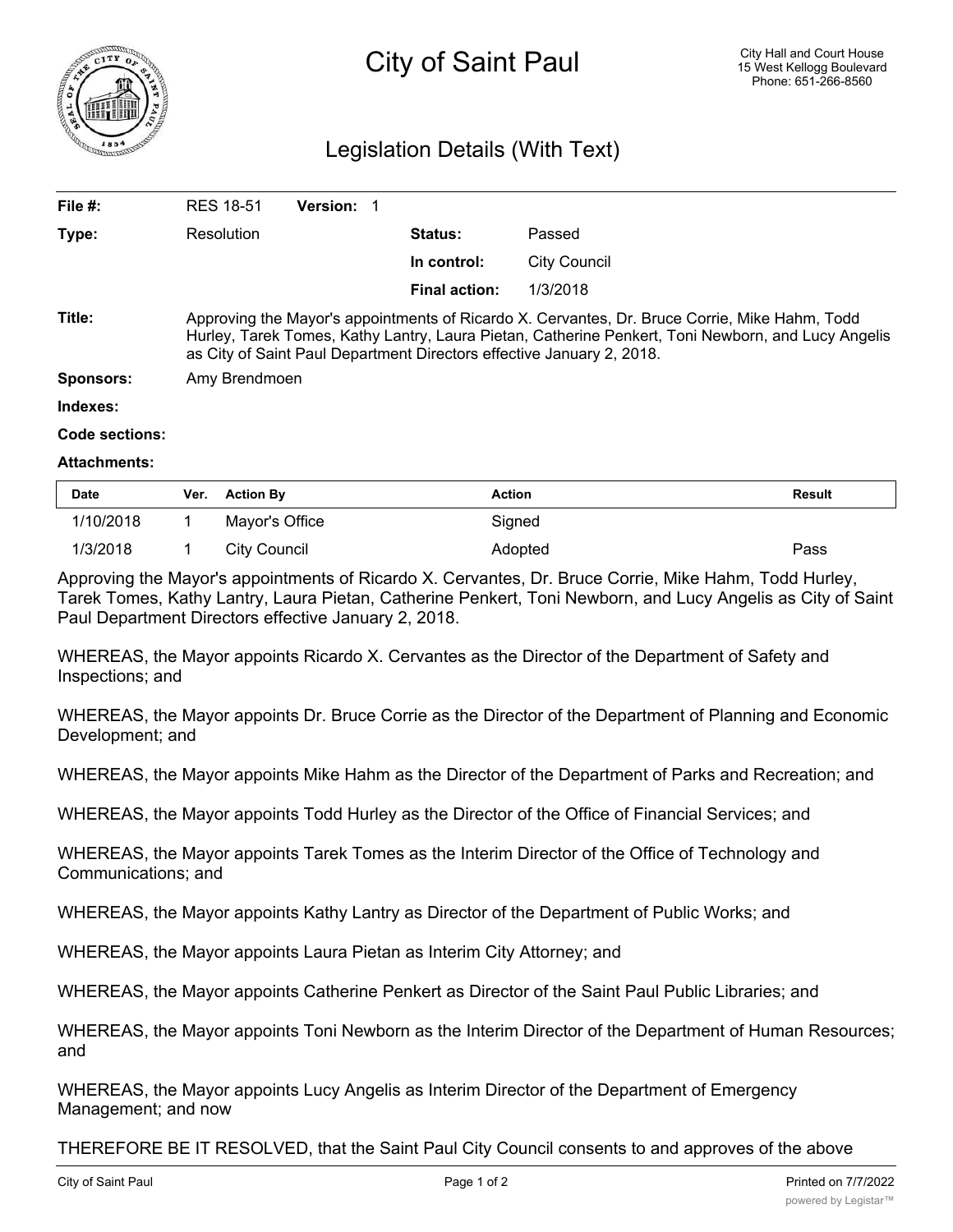# City of Saint Paul

City Hall and Court House
15 West Kellogg Boulevard
Phone: 651-266-8560

## Legislation Details (With Text)

| | | | |
|---|---|---|---|
| **File #:** | RES 18-51 **Version:** 1 | | |
| **Type:** | Resolution | **Status:** | Passed |
| | | **In control:** | City Council |
| | | **Final action:** | 1/3/2018 |

**Title:** Approving the Mayor's appointments of Ricardo X. Cervantes, Dr. Bruce Corrie, Mike Hahm, Todd Hurley, Tarek Tomes, Kathy Lantry, Laura Pietan, Catherine Penkert, Toni Newborn, and Lucy Angelis as City of Saint Paul Department Directors effective January 2, 2018.

**Sponsors:** Amy Brendmoen

**Indexes:**

**Code sections:**

**Attachments:**

| Date | Ver. | Action By | Action | Result |
|---|---|---|---|---|
| 1/10/2018 | 1 | Mayor's Office | Signed | |
| 1/3/2018 | 1 | City Council | Adopted | Pass |

Approving the Mayor's appointments of Ricardo X. Cervantes, Dr. Bruce Corrie, Mike Hahm, Todd Hurley, Tarek Tomes, Kathy Lantry, Laura Pietan, Catherine Penkert, Toni Newborn, and Lucy Angelis as City of Saint Paul Department Directors effective January 2, 2018.

WHEREAS, the Mayor appoints Ricardo X. Cervantes as the Director of the Department of Safety and Inspections; and

WHEREAS, the Mayor appoints Dr. Bruce Corrie as the Director of the Department of Planning and Economic Development; and

WHEREAS, the Mayor appoints Mike Hahm as the Director of the Department of Parks and Recreation; and

WHEREAS, the Mayor appoints Todd Hurley as the Director of the Office of Financial Services; and

WHEREAS, the Mayor appoints Tarek Tomes as the Interim Director of the Office of Technology and Communications; and

WHEREAS, the Mayor appoints Kathy Lantry as Director of the Department of Public Works; and

WHEREAS, the Mayor appoints Laura Pietan as Interim City Attorney; and

WHEREAS, the Mayor appoints Catherine Penkert as Director of the Saint Paul Public Libraries; and

WHEREAS, the Mayor appoints Toni Newborn as the Interim Director of the Department of Human Resources; and

WHEREAS, the Mayor appoints Lucy Angelis as Interim Director of the Department of Emergency Management; and now

THEREFORE BE IT RESOLVED, that the Saint Paul City Council consents to and approves of the above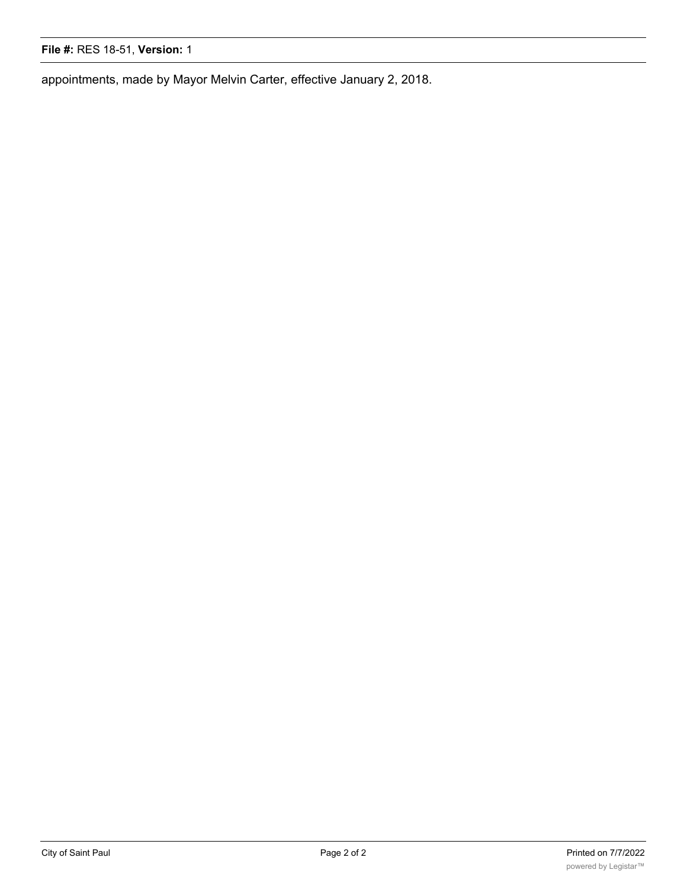appointments, made by Mayor Melvin Carter, effective January 2, 2018.